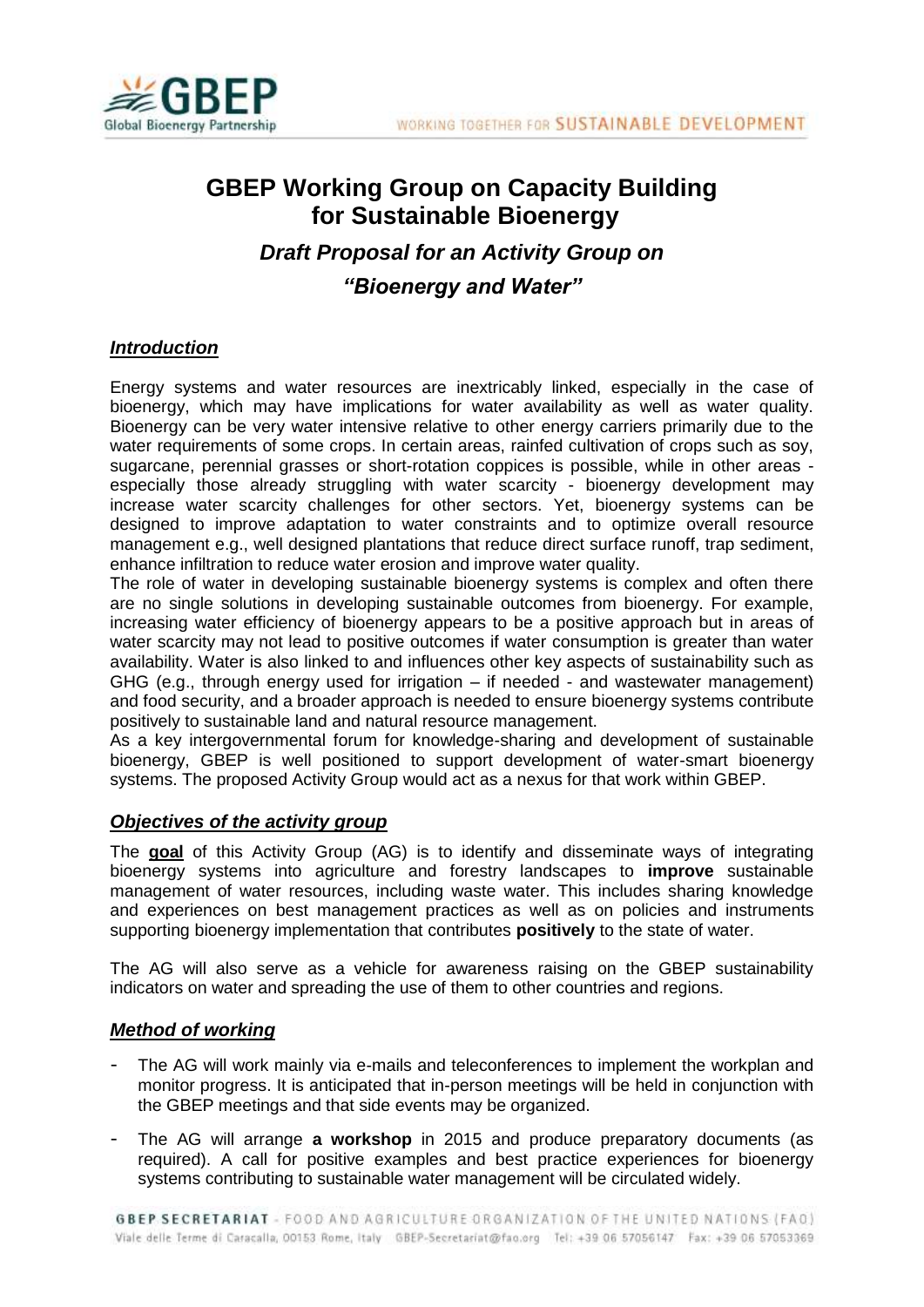# GBEP Working Group on Capacity Building for Sustainable Bioenergy

## *Draft Proposal for an Activity Group on "Bioenergy and Water"*

### ***Introduction***

Energy systems and water resources are inextricably linked, especially in the case of bioenergy, which may have implications for water availability as well as water quality. Bioenergy can be very water intensive relative to other energy carriers primarily due to the water requirements of some crops. In certain areas, rainfed cultivation of crops such as soy, sugarcane, perennial grasses or short-rotation coppices is possible, while in other areas - especially those already struggling with water scarcity - bioenergy development may increase water scarcity challenges for other sectors. Yet, bioenergy systems can be designed to improve adaptation to water constraints and to optimize overall resource management e.g., well designed plantations that reduce direct surface runoff, trap sediment, enhance infiltration to reduce water erosion and improve water quality.

The role of water in developing sustainable bioenergy systems is complex and often there are no single solutions in developing sustainable outcomes from bioenergy. For example, increasing water efficiency of bioenergy appears to be a positive approach but in areas of water scarcity may not lead to positive outcomes if water consumption is greater than water availability. Water is also linked to and influences other key aspects of sustainability such as GHG (e.g., through energy used for irrigation – if needed - and wastewater management) and food security, and a broader approach is needed to ensure bioenergy systems contribute positively to sustainable land and natural resource management.

As a key intergovernmental forum for knowledge-sharing and development of sustainable bioenergy, GBEP is well positioned to support development of water-smart bioenergy systems. The proposed Activity Group would act as a nexus for that work within GBEP.

### ***Objectives of the activity group***

The **goal** of this Activity Group (AG) is to identify and disseminate ways of integrating bioenergy systems into agriculture and forestry landscapes to **improve** sustainable management of water resources, including waste water. This includes sharing knowledge and experiences on best management practices as well as on policies and instruments supporting bioenergy implementation that contributes **positively** to the state of water.

The AG will also serve as a vehicle for awareness raising on the GBEP sustainability indicators on water and spreading the use of them to other countries and regions.

### ***Method of working***

- The AG will work mainly via e-mails and teleconferences to implement the workplan and monitor progress. It is anticipated that in-person meetings will be held in conjunction with the GBEP meetings and that side events may be organized.
- The AG will arrange **a workshop** in 2015 and produce preparatory documents (as required). A call for positive examples and best practice experiences for bioenergy systems contributing to sustainable water management will be circulated widely.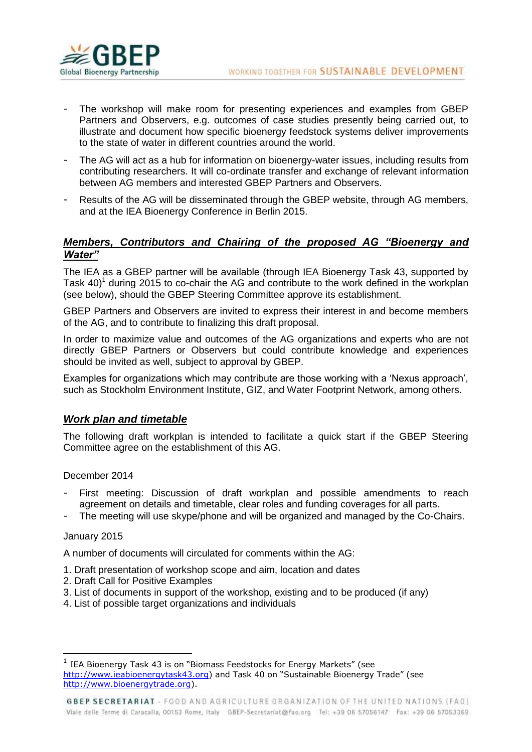- The workshop will make room for presenting experiences and examples from GBEP Partners and Observers, e.g. outcomes of case studies presently being carried out, to illustrate and document how specific bioenergy feedstock systems deliver improvements to the state of water in different countries around the world.
- The AG will act as a hub for information on bioenergy-water issues, including results from contributing researchers. It will co-ordinate transfer and exchange of relevant information between AG members and interested GBEP Partners and Observers.
- Results of the AG will be disseminated through the GBEP website, through AG members, and at the IEA Bioenergy Conference in Berlin 2015.

## ***Members, Contributors and Chairing of the proposed AG "Bioenergy and Water"***

The IEA as a GBEP partner will be available (through IEA Bioenergy Task 43, supported by Task 40)[1] during 2015 to co-chair the AG and contribute to the work defined in the workplan (see below), should the GBEP Steering Committee approve its establishment.

GBEP Partners and Observers are invited to express their interest in and become members of the AG, and to contribute to finalizing this draft proposal.

In order to maximize value and outcomes of the AG organizations and experts who are not directly GBEP Partners or Observers but could contribute knowledge and experiences should be invited as well, subject to approval by GBEP.

Examples for organizations which may contribute are those working with a 'Nexus approach', such as Stockholm Environment Institute, GIZ, and Water Footprint Network, among others.

## ***Work plan and timetable***

The following draft workplan is intended to facilitate a quick start if the GBEP Steering Committee agree on the establishment of this AG.

December 2014

- First meeting: Discussion of draft workplan and possible amendments to reach agreement on details and timetable, clear roles and funding coverages for all parts.
- The meeting will use skype/phone and will be organized and managed by the Co-Chairs.

January 2015

A number of documents will circulated for comments within the AG:

1. Draft presentation of workshop scope and aim, location and dates
2. Draft Call for Positive Examples
3. List of documents in support of the workshop, existing and to be produced (if any)
4. List of possible target organizations and individuals

---

[1] IEA Bioenergy Task 43 is on "Biomass Feedstocks for Energy Markets" (see http://www.ieabioenergytask43.org) and Task 40 on "Sustainable Bioenergy Trade" (see http://www.bioenergytrade.org).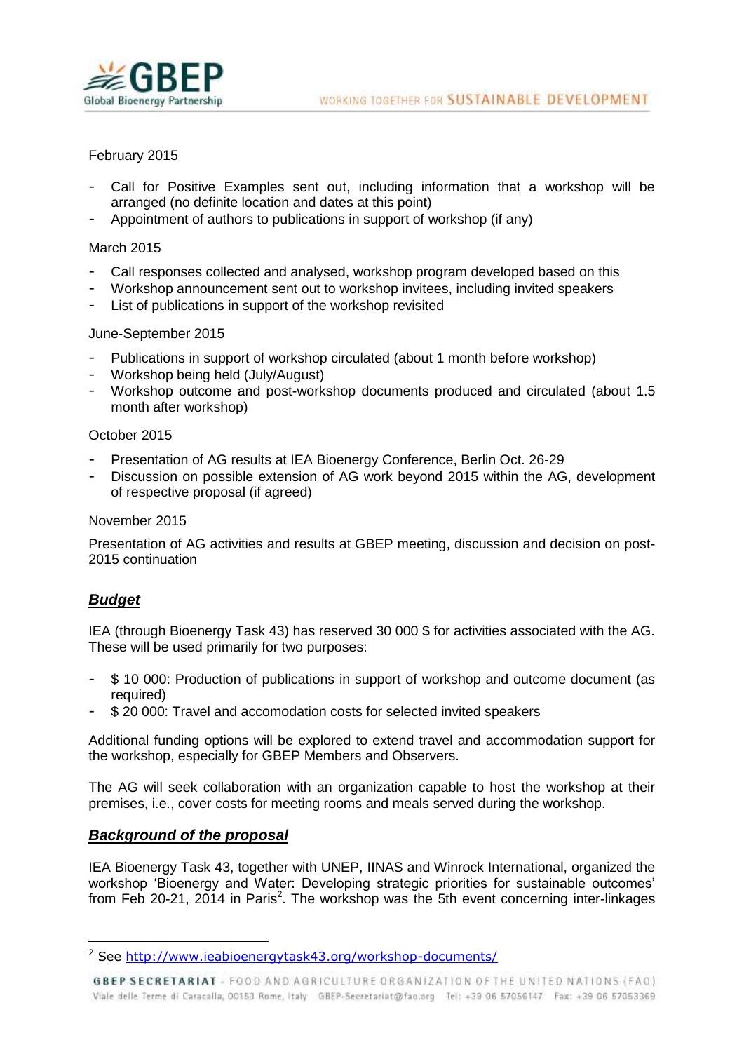February 2015

- Call for Positive Examples sent out, including information that a workshop will be arranged (no definite location and dates at this point)
- Appointment of authors to publications in support of workshop (if any)

March 2015

- Call responses collected and analysed, workshop program developed based on this
- Workshop announcement sent out to workshop invitees, including invited speakers
- List of publications in support of the workshop revisited

June-September 2015

- Publications in support of workshop circulated (about 1 month before workshop)
- Workshop being held (July/August)
- Workshop outcome and post-workshop documents produced and circulated (about 1.5 month after workshop)

October 2015

- Presentation of AG results at IEA Bioenergy Conference, Berlin Oct. 26-29
- Discussion on possible extension of AG work beyond 2015 within the AG, development of respective proposal (if agreed)

November 2015

Presentation of AG activities and results at GBEP meeting, discussion and decision on post-2015 continuation

## ***Budget***

IEA (through Bioenergy Task 43) has reserved 30 000 $ for activities associated with the AG. These will be used primarily for two purposes:

- $ 10 000: Production of publications in support of workshop and outcome document (as required)
- $ 20 000: Travel and accomodation costs for selected invited speakers

Additional funding options will be explored to extend travel and accommodation support for the workshop, especially for GBEP Members and Observers.

The AG will seek collaboration with an organization capable to host the workshop at their premises, i.e., cover costs for meeting rooms and meals served during the workshop.

## ***Background of the proposal***

IEA Bioenergy Task 43, together with UNEP, IINAS and Winrock International, organized the workshop 'Bioenergy and Water: Developing strategic priorities for sustainable outcomes' from Feb 20-21, 2014 in Paris[2]. The workshop was the 5th event concerning inter-linkages

---

[2] See http://www.ieabioenergytask43.org/workshop-documents/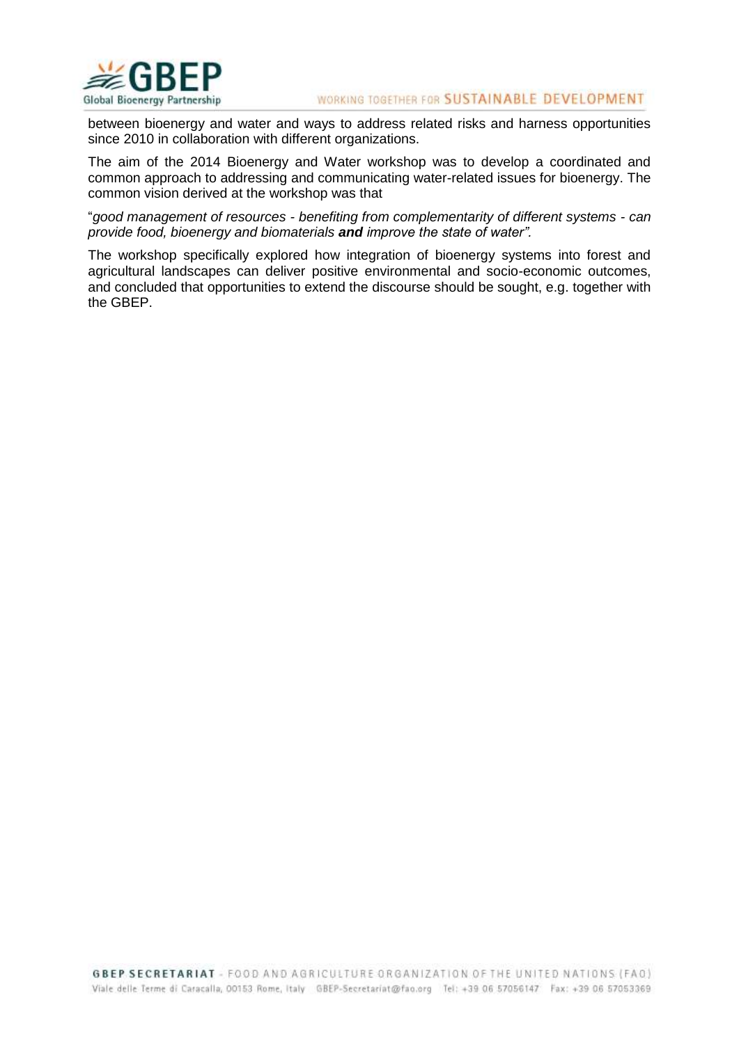between bioenergy and water and ways to address related risks and harness opportunities since 2010 in collaboration with different organizations.

The aim of the 2014 Bioenergy and Water workshop was to develop a coordinated and common approach to addressing and communicating water-related issues for bioenergy. The common vision derived at the workshop was that

"*good management of resources - benefiting from complementarity of different systems - can provide food, bioenergy and biomaterials* ***and*** *improve the state of water".*

The workshop specifically explored how integration of bioenergy systems into forest and agricultural landscapes can deliver positive environmental and socio-economic outcomes, and concluded that opportunities to extend the discourse should be sought, e.g. together with the GBEP.